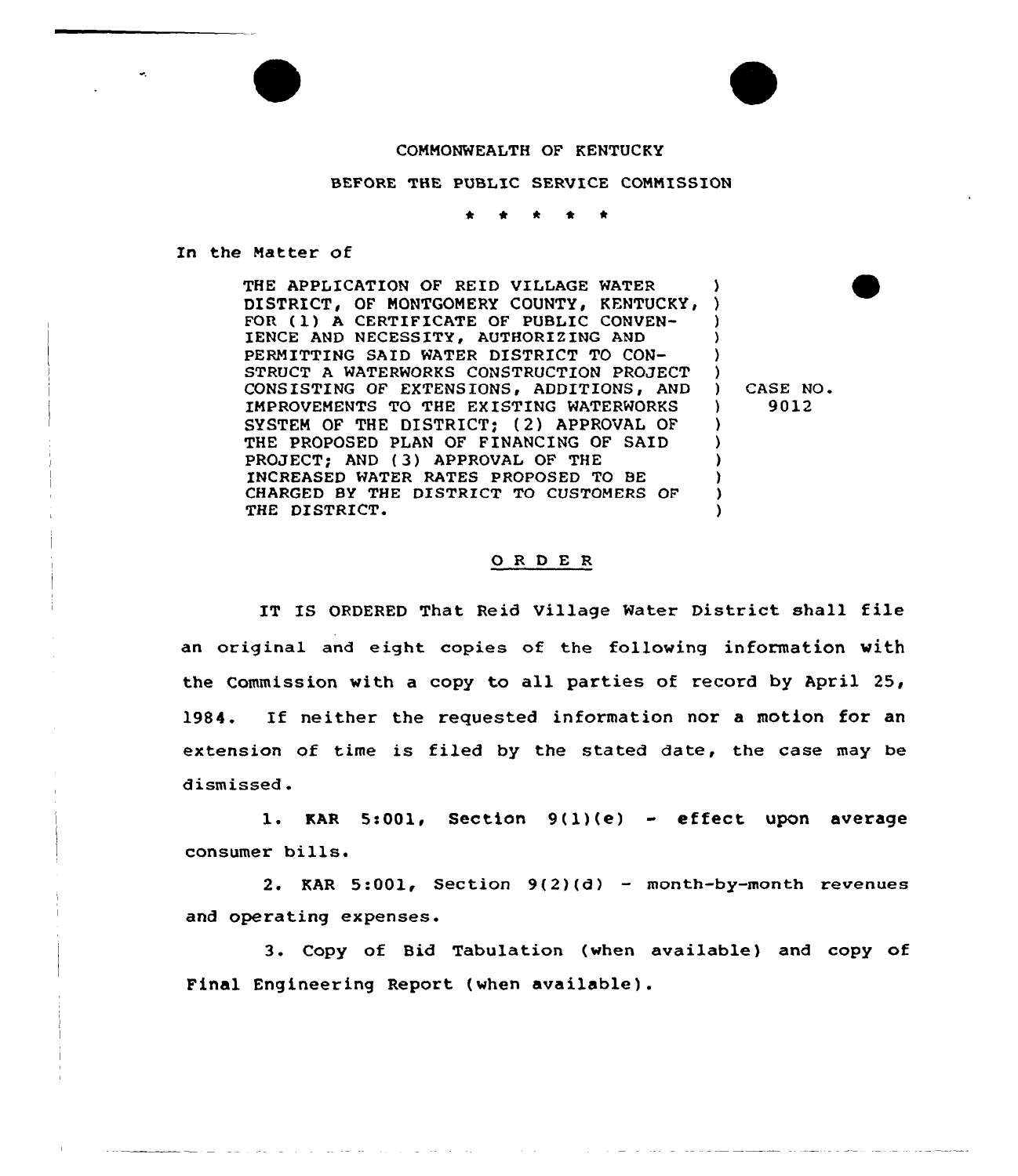COMMONWEALTH OF KENTUCKY

BEFORE THE PUBLIC SERVICE COMMISSION

\* \* \* \* \*

In the Matter of

| | |
|---|---|
| THE APPLICATION OF REID VILLAGE WATER DISTRICT, OF MONTGOMERY COUNTY, KENTUCKY, FOR (1) A CERTIFICATE OF PUBLIC CONVENIENCE AND NECESSITY, AUTHORIZING AND PERMITTING SAID WATER DISTRICT TO CONSTRUCT A WATERWORKS CONSTRUCTION PROJECT CONSISTING OF EXTENSIONS, ADDITIONS, AND IMPROVEMENTS TO THE EXISTING WATERWORKS SYSTEM OF THE DISTRICT; (2) APPROVAL OF THE PROPOSED PLAN OF FINANCING OF SAID PROJECT; AND (3) APPROVAL OF THE INCREASED WATER RATES PROPOSED TO BE CHARGED BY THE DISTRICT TO CUSTOMERS OF THE DISTRICT. | CASE NO. 9012 |

## O R D E R

IT IS ORDERED That Reid Village Water District shall file an original and eight copies of the following information with the Commission with a copy to all parties of record by April 25, 1984. If neither the requested information nor a motion for an extension of time is filed by the stated date, the case may be dismissed.

1. KAR 5:001, Section 9(1)(e) - effect upon average consumer bills.

2. KAR 5:001, Section 9(2)(d) - month-by-month revenues and operating expenses.

3. Copy of Bid Tabulation (when available) and copy of Final Engineering Report (when available).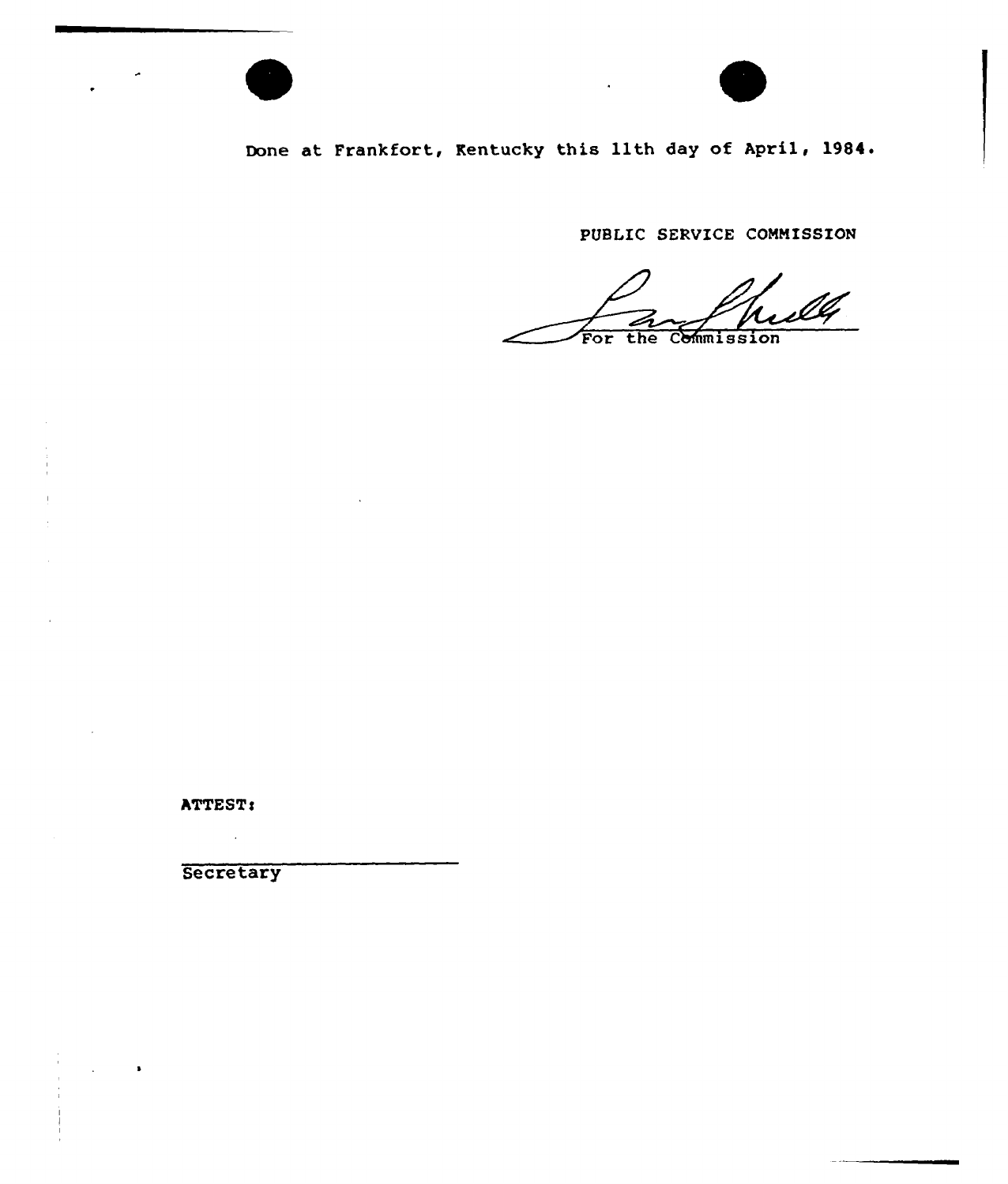Done at Frankfort, Kentucky this 11th day of April, 1984.

PUBLIC SERVICE COMMISSION

For the Commission

ATTEST:

Secretary